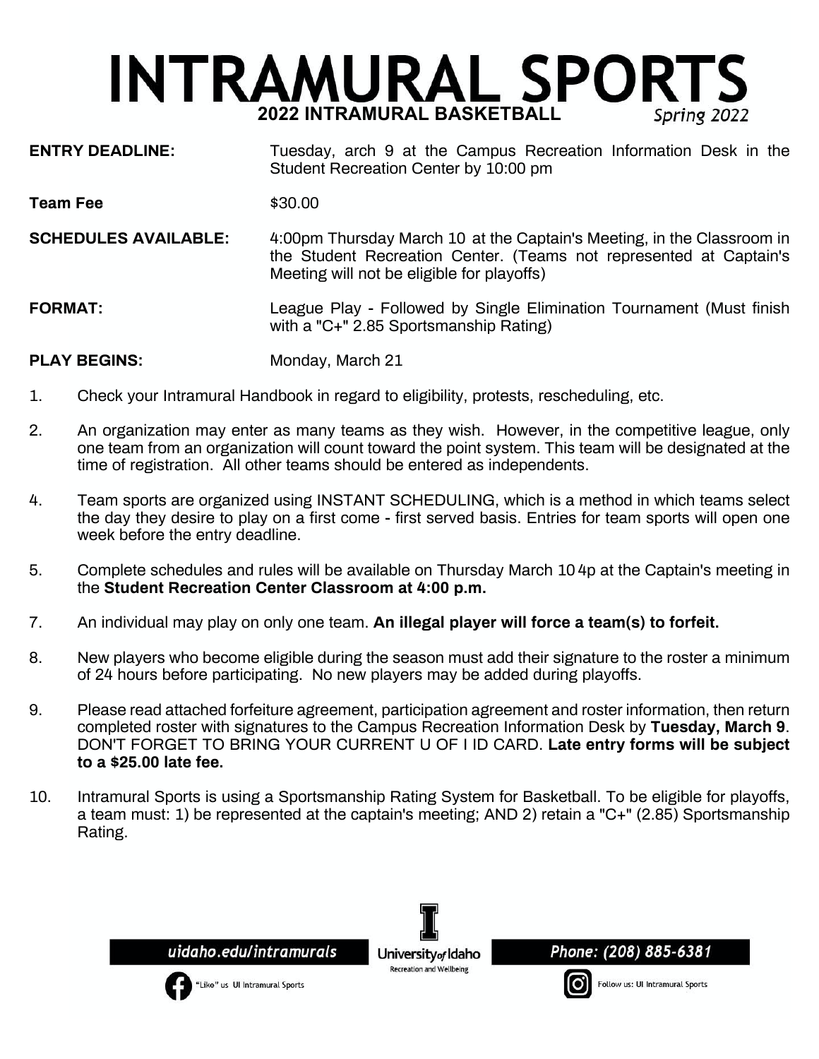# INTRAMURAL SPORTS

## 2022 INTRAMURAL BASKETBALL

*Spring 2022*

**ENTRY DEADLINE:** Tuesday, arch 9 at the Campus Recreation Information Desk in the Student Recreation Center by 10:00 pm

**Team Fee** $30.00

**SCHEDULES AVAILABLE:** 4:00pm Thursday March 10 at the Captain's Meeting, in the Classroom in the Student Recreation Center. (Teams not represented at Captain's Meeting will not be eligible for playoffs)

**FORMAT:** League Play - Followed by Single Elimination Tournament (Must finish with a "C+" 2.85 Sportsmanship Rating)

**PLAY BEGINS:** Monday, March 21

1. Check your Intramural Handbook in regard to eligibility, protests, rescheduling, etc.

2. An organization may enter as many teams as they wish. However, in the competitive league, only one team from an organization will count toward the point system. This team will be designated at the time of registration. All other teams should be entered as independents.

4. Team sports are organized using INSTANT SCHEDULING, which is a method in which teams select the day they desire to play on a first come - first served basis. Entries for team sports will open one week before the entry deadline.

5. Complete schedules and rules will be available on Thursday March 10 4p at the Captain's meeting in the **Student Recreation Center Classroom at 4:00 p.m.**

7. An individual may play on only one team. **An illegal player will force a team(s) to forfeit.**

8. New players who become eligible during the season must add their signature to the roster a minimum of 24 hours before participating. No new players may be added during playoffs.

9. Please read attached forfeiture agreement, participation agreement and roster information, then return completed roster with signatures to the Campus Recreation Information Desk by **Tuesday, March 9**. DON'T FORGET TO BRING YOUR CURRENT U OF I ID CARD. **Late entry forms will be subject to a $25.00 late fee.**

10. Intramural Sports is using a Sportsmanship Rating System for Basketball. To be eligible for playoffs, a team must: 1) be represented at the captain's meeting; AND 2) retain a "C+" (2.85) Sportsmanship Rating.

*uidaho.edu/intramurals*

University of Idaho Recreation and Wellbeing

*Phone: (208) 885-6381*

"Like" us UI Intramural Sports

Follow us: UI Intramural Sports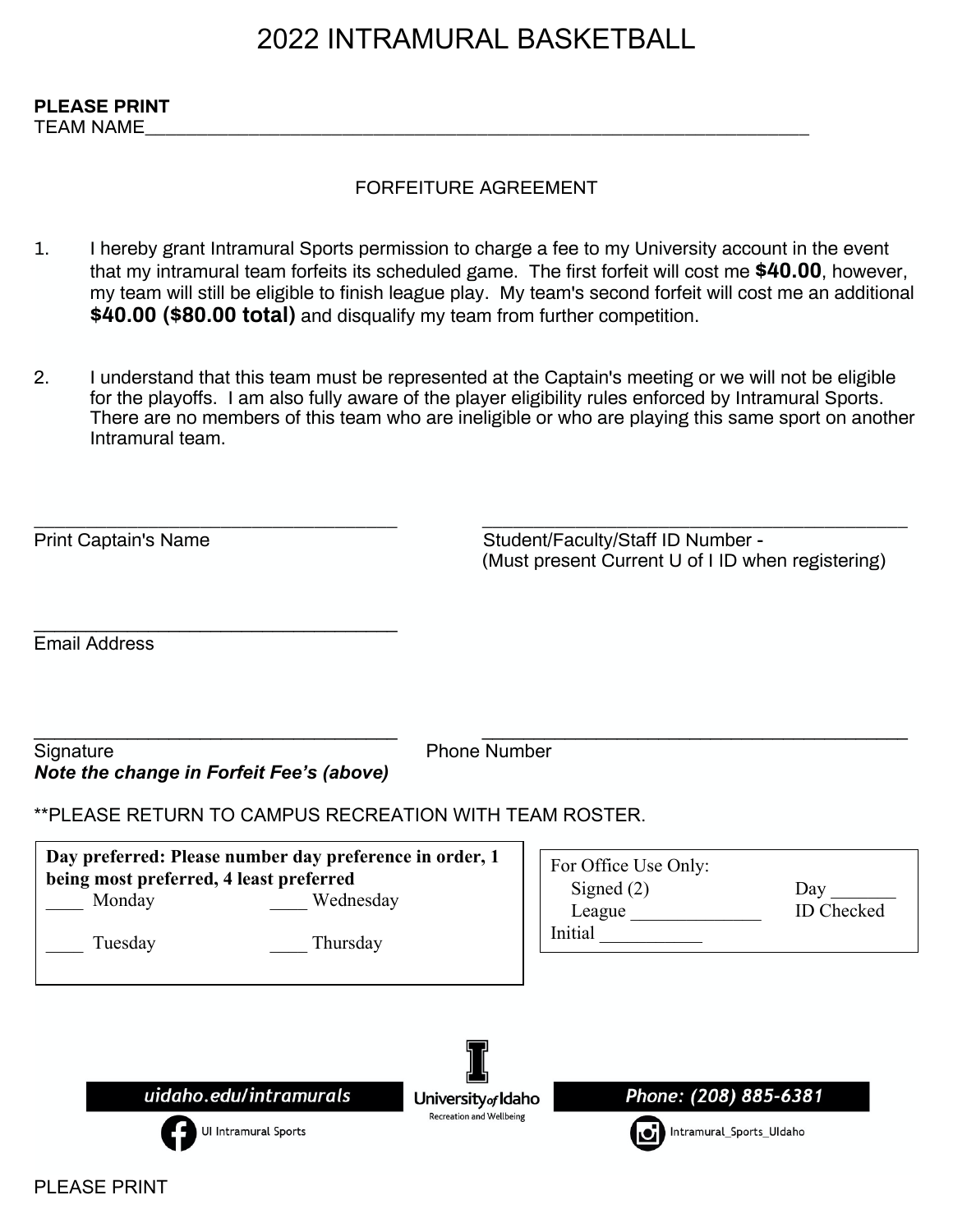# 2022 INTRAMURAL BASKETBALL

**PLEASE PRINT**
TEAM NAME_______________________________________________________________

FORFEITURE AGREEMENT

1. I hereby grant Intramural Sports permission to charge a fee to my University account in the event that my intramural team forfeits its scheduled game. The first forfeit will cost me **$40.00**, however, my team will still be eligible to finish league play. My team's second forfeit will cost me an additional **$40.00 ($80.00 total)** and disqualify my team from further competition.

2. I understand that this team must be represented at the Captain's meeting or we will not be eligible for the playoffs. I am also fully aware of the player eligibility rules enforced by Intramural Sports. There are no members of this team who are ineligible or who are playing this same sport on another Intramural team.

___________________________________
Print Captain's Name

________________________________________
Student/Faculty/Staff ID Number -
(Must present Current U of I ID when registering)

___________________________________
Email Address

___________________________________
Signature

________________________________________
Phone Number

***Note the change in Forfeit Fee's (above)***

**PLEASE RETURN TO CAMPUS RECREATION WITH TEAM ROSTER.

**Day preferred: Please number day preference in order, 1 being most preferred, 4 least preferred**

____ Monday ____ Wednesday

____ Tuesday ____ Thursday

For Office Use Only:
Signed (2) Day _______
League ______________ ID Checked
Initial ___________

uidaho.edu/intramurals

UI Intramural Sports

University of Idaho
Recreation and Wellbeing

Phone: (208) 885-6381

Intramural_Sports_UIdaho

PLEASE PRINT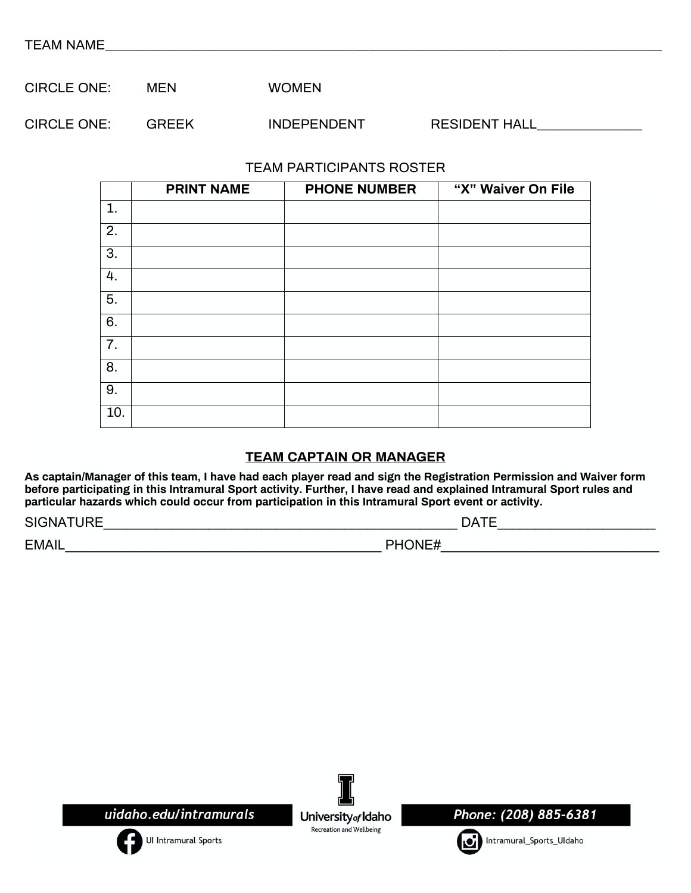TEAM NAME________________________________________________________________________________

CIRCLE ONE: MEN WOMEN

CIRCLE ONE: GREEK INDEPENDENT RESIDENT HALL_______________

TEAM PARTICIPANTS ROSTER

| | PRINT NAME | PHONE NUMBER | "X" Waiver On File |
|---|---|---|---|
| 1. | | | |
| 2. | | | |
| 3. | | | |
| 4. | | | |
| 5. | | | |
| 6. | | | |
| 7. | | | |
| 8. | | | |
| 9. | | | |
| 10. | | | |

## TEAM CAPTAIN OR MANAGER

**As captain/Manager of this team, I have had each player read and sign the Registration Permission and Waiver form before participating in this Intramural Sport activity. Further, I have read and explained Intramural Sport rules and particular hazards which could occur from participation in this Intramural Sport event or activity.**

SIGNATURE__________________________________________________ DATE______________________

EMAIL_____________________________________________ PHONE#______________________________

*uidaho.edu/intramurals*

UI Intramural Sports

University of Idaho
Recreation and Wellbeing

*Phone: (208) 885-6381*

Intramural_Sports_UIdaho